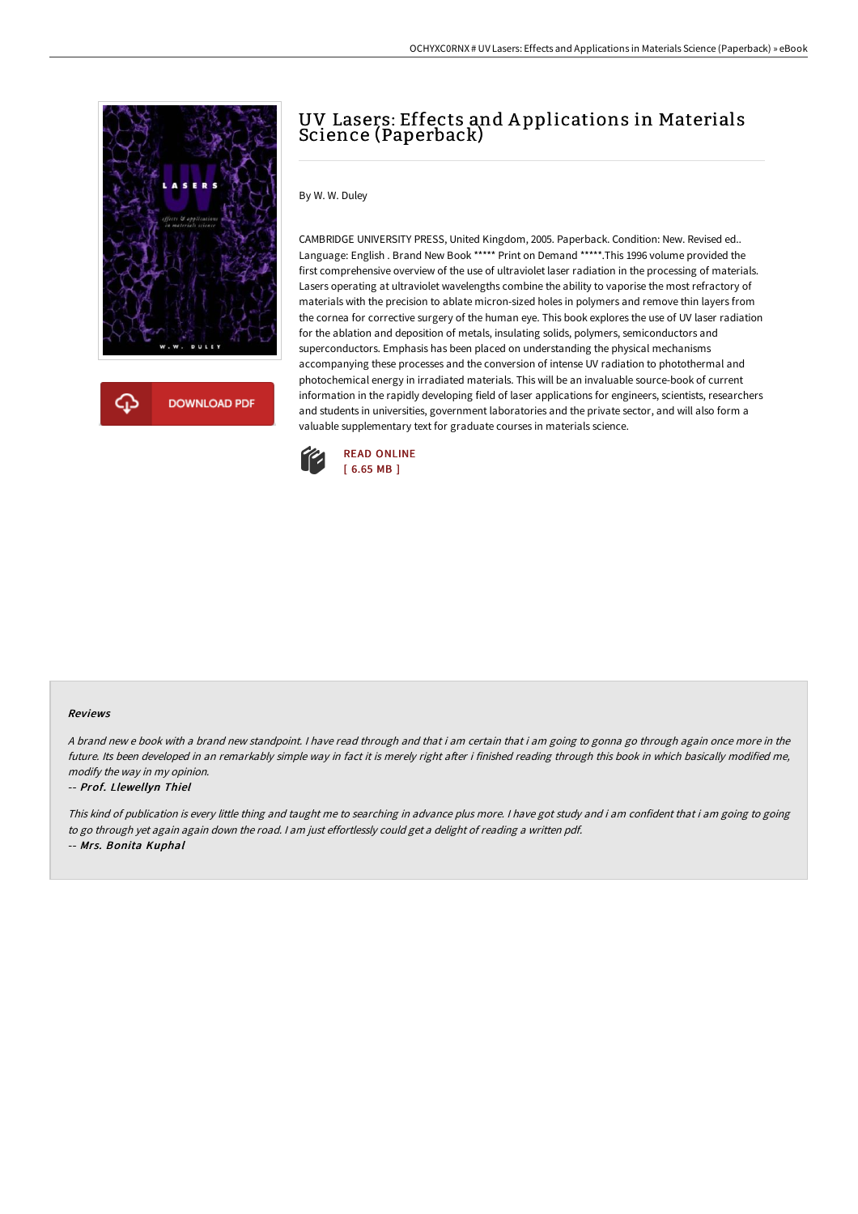# UV Lasers: Effects and Applications in Materials Science (Paperback)

By W. W. Duley

CAMBRIDGE UNIVERSITY PRESS, United Kingdom, 2005. Paperback. Condition: New. Revised ed.. Language: English . Brand New Book ***** Print on Demand *****.This 1996 volume provided the first comprehensive overview of the use of ultraviolet laser radiation in the processing of materials. Lasers operating at ultraviolet wavelengths combine the ability to vaporise the most refractory of materials with the precision to ablate micron-sized holes in polymers and remove thin layers from the cornea for corrective surgery of the human eye. This book explores the use of UV laser radiation for the ablation and deposition of metals, insulating solids, polymers, semiconductors and superconductors. Emphasis has been placed on understanding the physical mechanisms accompanying these processes and the conversion of intense UV radiation to photothermal and photochemical energy in irradiated materials. This will be an invaluable source-book of current information in the rapidly developing field of laser applications for engineers, scientists, researchers and students in universities, government laboratories and the private sector, and will also form a valuable supplementary text for graduate courses in materials science.

DOWNLOAD PDF

READ ONLINE
[ 6.65 MB ]

## Reviews

*A brand new e book with a brand new standpoint. I have read through and that i am certain that i am going to gonna go through again once more in the future. Its been developed in an remarkably simple way in fact it is merely right after i finished reading through this book in which basically modified me, modify the way in my opinion.*

-- ***Prof. Llewellyn Thiel***

*This kind of publication is every little thing and taught me to searching in advance plus more. I have got study and i am confident that i am going to going to go through yet again again down the road. I am just effortlessly could get a delight of reading a written pdf.*

-- ***Mrs. Bonita Kuphal***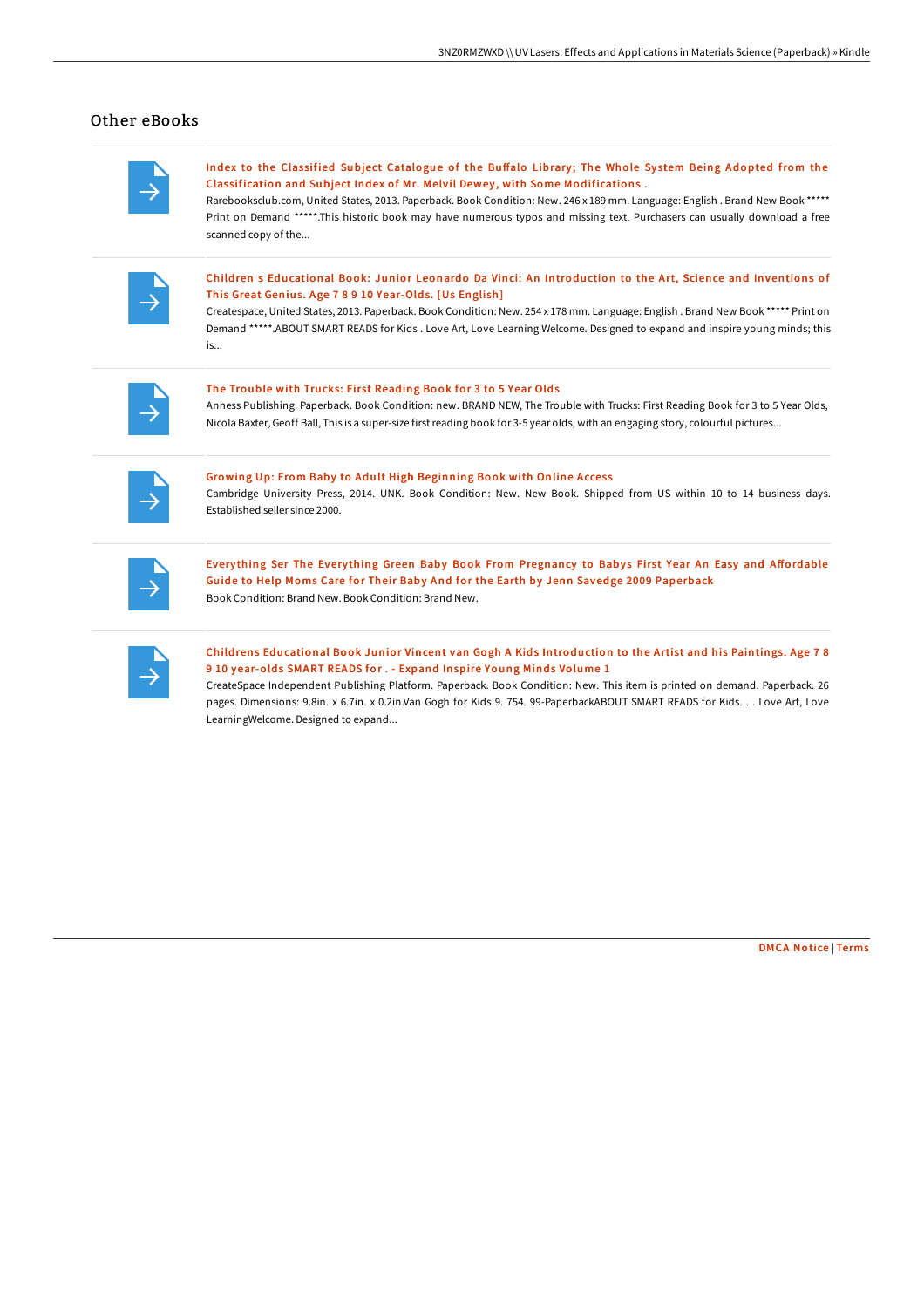## Other eBooks

**Index to the Classified Subject Catalogue of the Buffalo Library; The Whole System Being Adopted from the Classification and Subject Index of Mr. Melvil Dewey, with Some Modifications .**

Rarebooksclub.com, United States, 2013. Paperback. Book Condition: New. 246 x 189 mm. Language: English . Brand New Book ***** Print on Demand *****.This historic book may have numerous typos and missing text. Purchasers can usually download a free scanned copy of the...

**Children s Educational Book: Junior Leonardo Da Vinci: An Introduction to the Art, Science and Inventions of This Great Genius. Age 7 8 9 10 Year-Olds. [Us English]**

Createspace, United States, 2013. Paperback. Book Condition: New. 254 x 178 mm. Language: English . Brand New Book ***** Print on Demand *****.ABOUT SMART READS for Kids . Love Art, Love Learning Welcome. Designed to expand and inspire young minds; this is...

**The Trouble with Trucks: First Reading Book for 3 to 5 Year Olds**

Anness Publishing. Paperback. Book Condition: new. BRAND NEW, The Trouble with Trucks: First Reading Book for 3 to 5 Year Olds, Nicola Baxter, Geoff Ball, This is a super-size first reading book for 3-5 year olds, with an engaging story, colourful pictures...

**Growing Up: From Baby to Adult High Beginning Book with Online Access**

Cambridge University Press, 2014. UNK. Book Condition: New. New Book. Shipped from US within 10 to 14 business days. Established seller since 2000.

**Everything Ser The Everything Green Baby Book From Pregnancy to Babys First Year An Easy and Affordable Guide to Help Moms Care for Their Baby And for the Earth by Jenn Savedge 2009 Paperback**

Book Condition: Brand New. Book Condition: Brand New.

**Childrens Educational Book Junior Vincent van Gogh A Kids Introduction to the Artist and his Paintings. Age 7 8 9 10 year-olds SMART READS for . - Expand Inspire Young Minds Volume 1**

CreateSpace Independent Publishing Platform. Paperback. Book Condition: New. This item is printed on demand. Paperback. 26 pages. Dimensions: 9.8in. x 6.7in. x 0.2in.Van Gogh for Kids 9. 754. 99-PaperbackABOUT SMART READS for Kids. . . Love Art, Love LearningWelcome. Designed to expand...